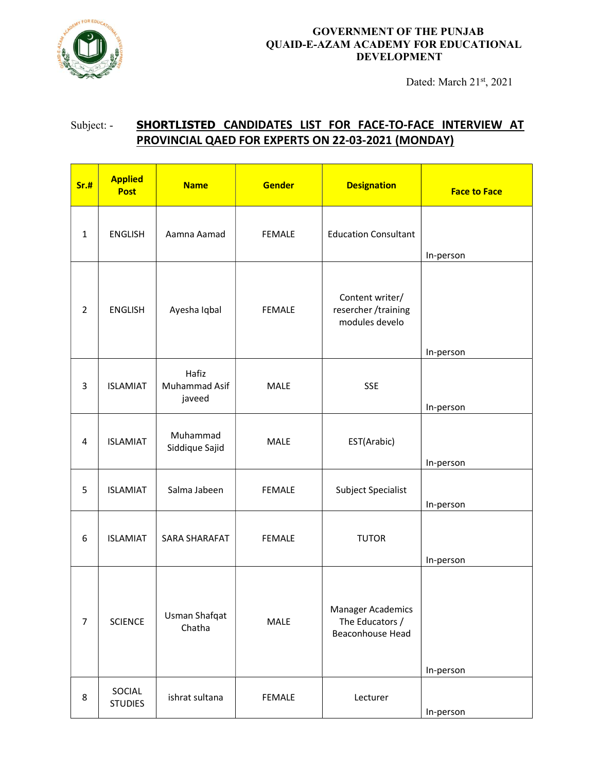**GOVERNMENT OF THE PUNJAB**
**QUAID-E-AZAM ACADEMY FOR EDUCATIONAL DEVELOPMENT**

Dated: March 21st, 2021

Subject: - **SHORTLISTED CANDIDATES LIST FOR FACE-TO-FACE INTERVIEW AT PROVINCIAL QAED FOR EXPERTS ON 22-03-2021 (MONDAY)**

| Sr.# | Applied Post | Name | Gender | Designation | Face to Face |
|---|---|---|---|---|---|
| 1 | ENGLISH | Aamna Aamad | FEMALE | Education Consultant | In-person |
| 2 | ENGLISH | Ayesha Iqbal | FEMALE | Content writer/ rescher /training modules develo | In-person |
| 3 | ISLAMIAT | Hafiz Muhammad Asif javeed | MALE | SSE | In-person |
| 4 | ISLAMIAT | Muhammad Siddique Sajid | MALE | EST(Arabic) | In-person |
| 5 | ISLAMIAT | Salma Jabeen | FEMALE | Subject Specialist | In-person |
| 6 | ISLAMIAT | SARA SHARAFAT | FEMALE | TUTOR | In-person |
| 7 | SCIENCE | Usman Shafqat Chatha | MALE | Manager Academics The Educators / Beaconhouse Head | In-person |
| 8 | SOCIAL STUDIES | ishrat sultana | FEMALE | Lecturer | In-person |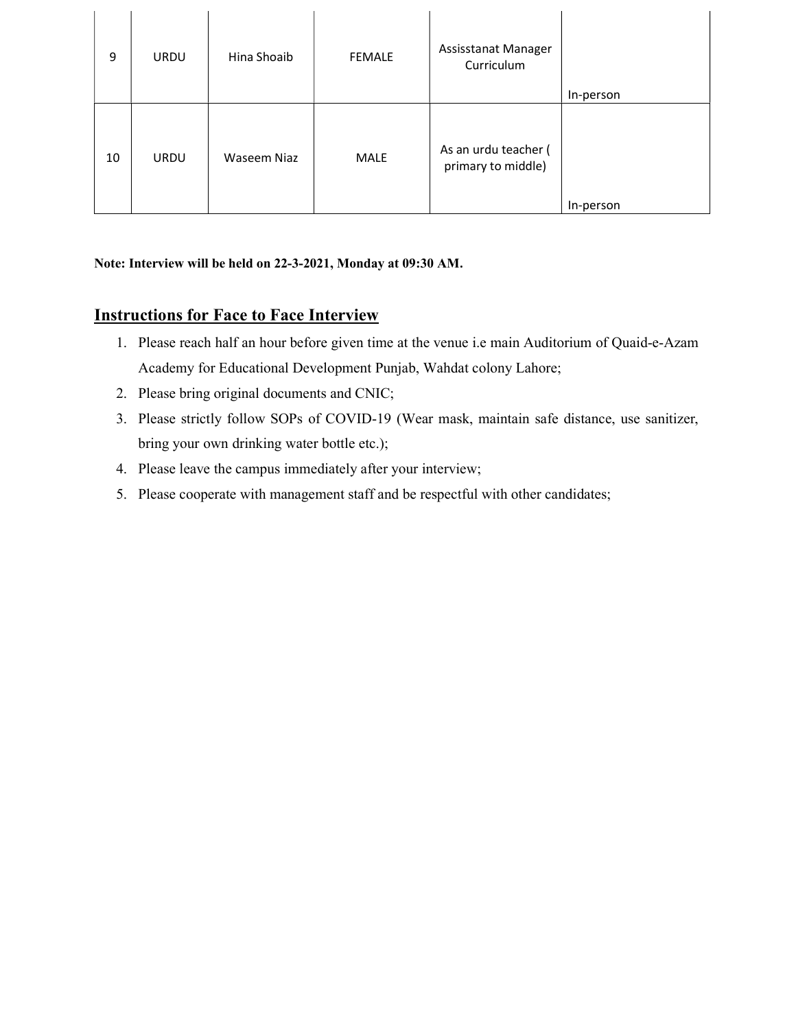| | | | | | |
|---|---|---|---|---|---|
| 9 | URDU | Hina Shoaib | FEMALE | Assisstanat Manager Curriculum | In-person |
| 10 | URDU | Waseem Niaz | MALE | As an urdu teacher ( primary to middle) | In-person |

**Note: Interview will be held on 22-3-2021, Monday at 09:30 AM.**

## Instructions for Face to Face Interview

1. Please reach half an hour before given time at the venue i.e main Auditorium of Quaid-e-Azam Academy for Educational Development Punjab, Wahdat colony Lahore;
2. Please bring original documents and CNIC;
3. Please strictly follow SOPs of COVID-19 (Wear mask, maintain safe distance, use sanitizer, bring your own drinking water bottle etc.);
4. Please leave the campus immediately after your interview;
5. Please cooperate with management staff and be respectful with other candidates;